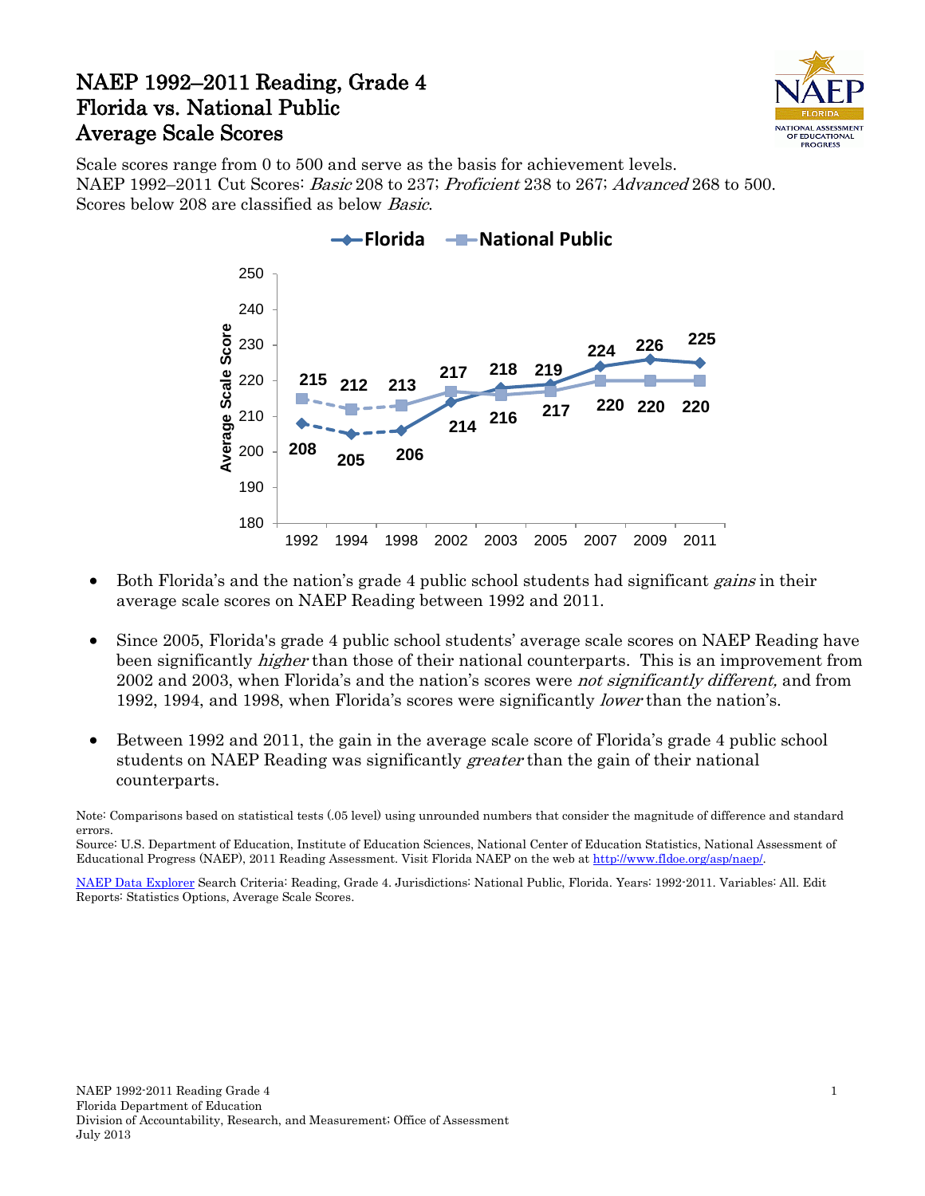# NAEP 1992–2011 Reading, Grade 4
# Florida vs. National Public
# Average Scale Scores

Scale scores range from 0 to 500 and serve as the basis for achievement levels.
NAEP 1992–2011 Cut Scores: *Basic* 208 to 237; *Proficient* 238 to 267; *Advanced* 268 to 500.
Scores below 208 are classified as below *Basic*.

| Year | Florida | National Public |
|---|---|---|
| 1992 | 208 | 215 |
| 1994 | 205 | 212 |
| 1998 | 206 | 213 |
| 2002 | 214 | 217 |
| 2003 | 218 | 216 |
| 2005 | 219 | 217 |
| 2007 | 224 | 220 |
| 2009 | 226 | 220 |
| 2011 | 225 | 220 |

- Both Florida's and the nation's grade 4 public school students had significant *gains* in their average scale scores on NAEP Reading between 1992 and 2011.

- Since 2005, Florida's grade 4 public school students' average scale scores on NAEP Reading have been significantly *higher* than those of their national counterparts. This is an improvement from 2002 and 2003, when Florida's and the nation's scores were *not significantly different,* and from 1992, 1994, and 1998, when Florida's scores were significantly *lower* than the nation's.

- Between 1992 and 2011, the gain in the average scale score of Florida's grade 4 public school students on NAEP Reading was significantly *greater* than the gain of their national counterparts.

Note: Comparisons based on statistical tests (.05 level) using unrounded numbers that consider the magnitude of difference and standard errors.
Source: U.S. Department of Education, Institute of Education Sciences, National Center of Education Statistics, National Assessment of Educational Progress (NAEP), 2011 Reading Assessment. Visit Florida NAEP on the web at http://www.fldoe.org/asp/naep/.

NAEP Data Explorer Search Criteria: Reading, Grade 4. Jurisdictions: National Public, Florida. Years: 1992-2011. Variables: All. Edit Reports: Statistics Options, Average Scale Scores.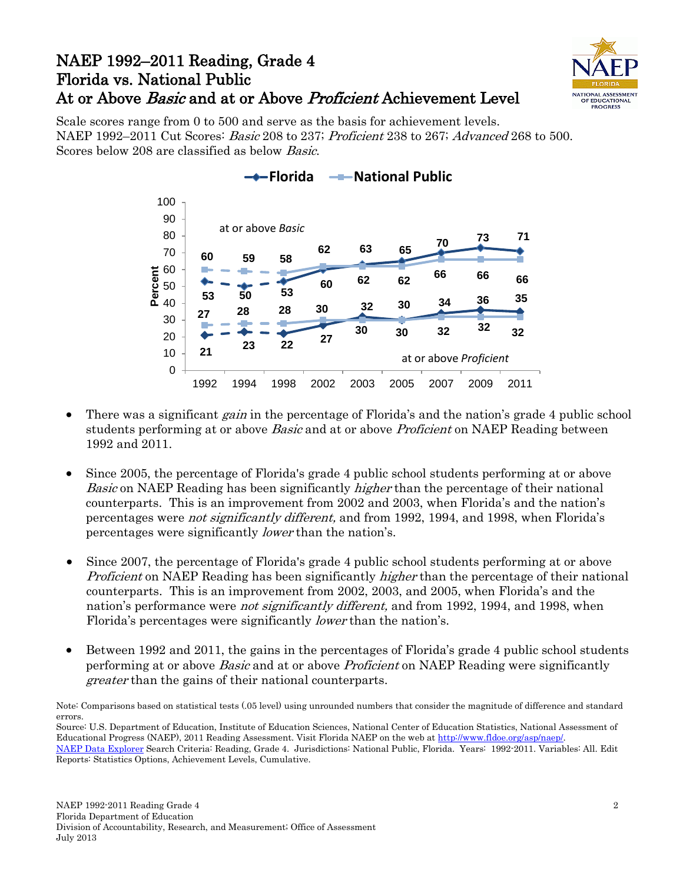# NAEP 1992–2011 Reading, Grade 4
# Florida vs. National Public
# At or Above *Basic* and at or Above *Proficient* Achievement Level

Scale scores range from 0 to 500 and serve as the basis for achievement levels.
NAEP 1992–2011 Cut Scores: *Basic* 208 to 237; *Proficient* 238 to 267; *Advanced* 268 to 500.
Scores below 208 are classified as below *Basic*.

Florida
National Public

Percent

at or above *Basic*

60 59 58 62 63 65 70 73 71
53 50 53 60 62 62 66 66 66

at or above *Proficient*

27 28 28 30 32 30 34 36 35
21 23 22 27 30 30 32 32 32

1992 1994 1998 2002 2003 2005 2007 2009 2011

- There was a significant *gain* in the percentage of Florida's and the nation's grade 4 public school students performing at or above *Basic* and at or above *Proficient* on NAEP Reading between 1992 and 2011.

- Since 2005, the percentage of Florida's grade 4 public school students performing at or above *Basic* on NAEP Reading has been significantly *higher* than the percentage of their national counterparts. This is an improvement from 2002 and 2003, when Florida's and the nation's percentages were *not significantly different,* and from 1992, 1994, and 1998, when Florida's percentages were significantly *lower* than the nation's.

- Since 2007, the percentage of Florida's grade 4 public school students performing at or above *Proficient* on NAEP Reading has been significantly *higher* than the percentage of their national counterparts. This is an improvement from 2002, 2003, and 2005, when Florida's and the nation's performance were *not significantly different,* and from 1992, 1994, and 1998, when Florida's percentages were significantly *lower* than the nation's.

- Between 1992 and 2011, the gains in the percentages of Florida's grade 4 public school students performing at or above *Basic* and at or above *Proficient* on NAEP Reading were significantly *greater* than the gains of their national counterparts.

Note: Comparisons based on statistical tests (.05 level) using unrounded numbers that consider the magnitude of difference and standard errors.
Source: U.S. Department of Education, Institute of Education Sciences, National Center of Education Statistics, National Assessment of Educational Progress (NAEP), 2011 Reading Assessment. Visit Florida NAEP on the web at http://www.fldoe.org/asp/naep/.
NAEP Data Explorer Search Criteria: Reading, Grade 4. Jurisdictions: National Public, Florida. Years: 1992-2011. Variables: All. Edit Reports: Statistics Options, Achievement Levels, Cumulative.